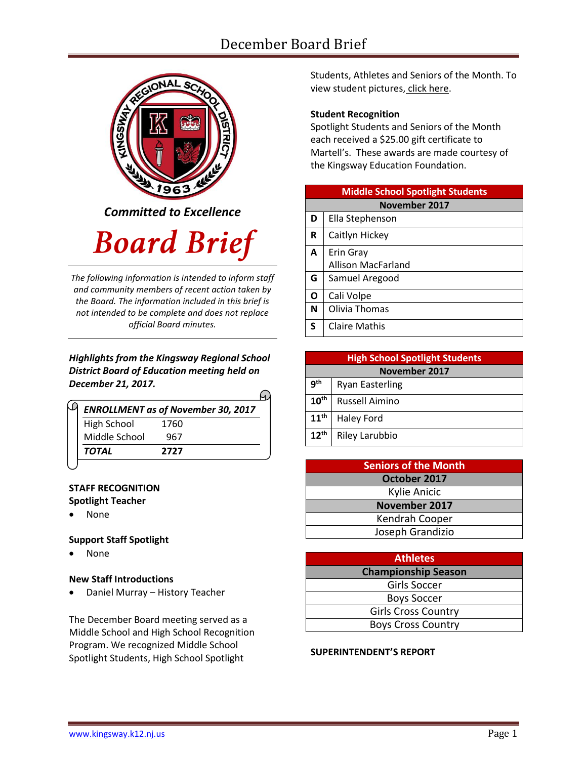# December Board Brief

*Committed to Excellence*

# *Board Brief*

*The following information is intended to inform staff and community members of recent action taken by the Board. The information included in this brief is not intended to be complete and does not replace official Board minutes.*

***Highlights from the Kingsway Regional School District Board of Education meeting held on December 21, 2017.***

| ***ENROLLMENT as of November 30, 2017*** | |
|---|---|
| High School | 1760 |
| Middle School | 967 |
| ***TOTAL*** | **2727** |

**STAFF RECOGNITION**

**Spotlight Teacher**

- None

**Support Staff Spotlight**

- None

**New Staff Introductions**

- Daniel Murray – History Teacher

The December Board meeting served as a Middle School and High School Recognition Program. We recognized Middle School Spotlight Students, High School Spotlight Students, Athletes and Seniors of the Month. To view student pictures, click here.

**Student Recognition**

Spotlight Students and Seniors of the Month each received a $25.00 gift certificate to Martell's. These awards are made courtesy of the Kingsway Education Foundation.

| **Middle School Spotlight Students** | |
|---|---|
| **November 2017** | |
| **D** | Ella Stephenson |
| **R** | Caitlyn Hickey |
| **A** | Erin Gray<br>Allison MacFarland |
| **G** | Samuel Aregood |
| **O** | Cali Volpe |
| **N** | Olivia Thomas |
| **S** | Claire Mathis |

| **High School Spotlight Students** | |
|---|---|
| **November 2017** | |
| **9th** | Ryan Easterling |
| **10th** | Russell Aimino |
| **11th** | Haley Ford |
| **12th** | Riley Larubbio |

| **Seniors of the Month** |
|---|
| **October 2017** |
| Kylie Anicic |
| **November 2017** |
| Kendrah Cooper |
| Joseph Grandizio |

| **Athletes** |
|---|
| **Championship Season** |
| Girls Soccer |
| Boys Soccer |
| Girls Cross Country |
| Boys Cross Country |

**SUPERINTENDENT'S REPORT**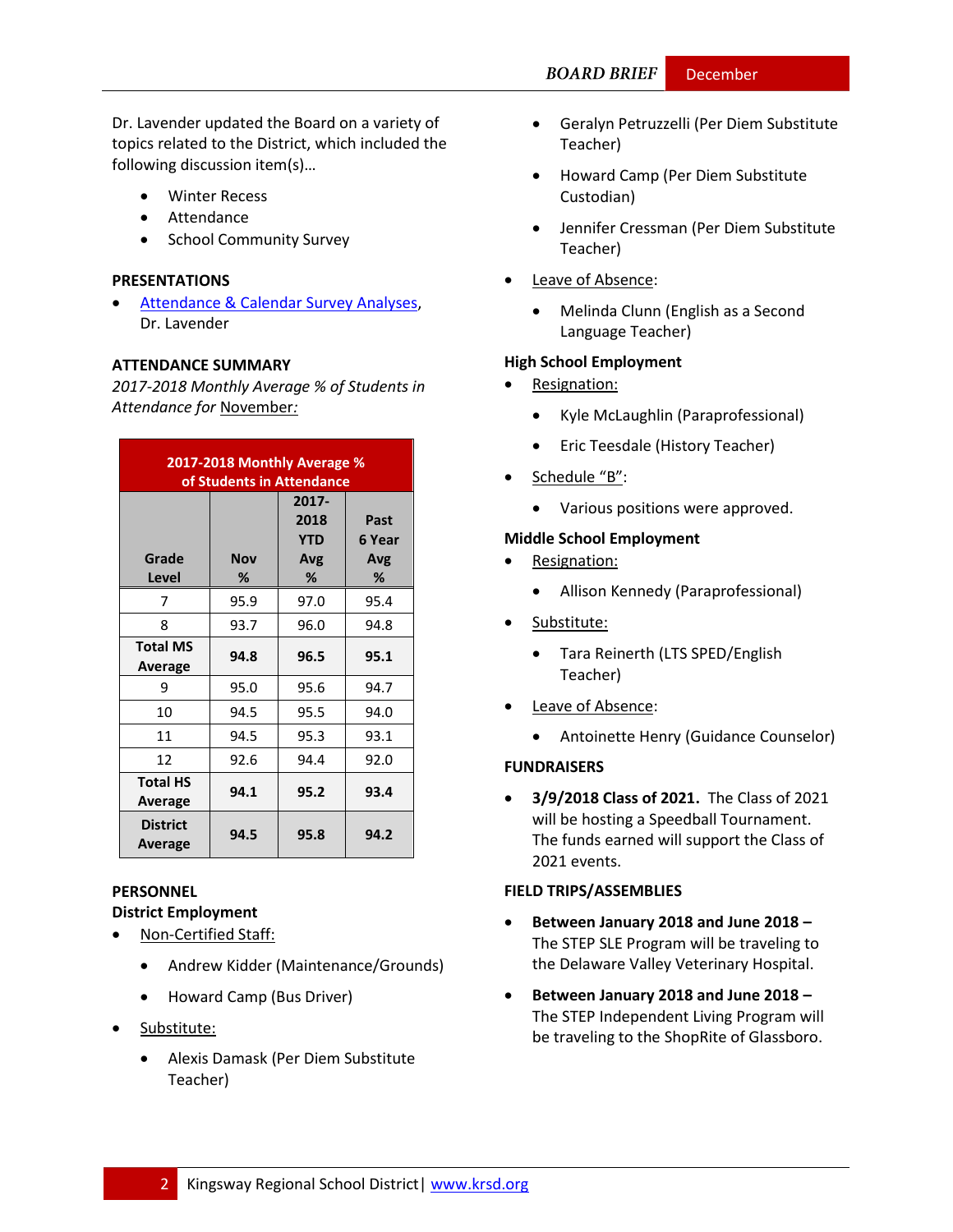Dr. Lavender updated the Board on a variety of topics related to the District, which included the following discussion item(s)…

- Winter Recess
- Attendance
- School Community Survey

**PRESENTATIONS**

- [Attendance & Calendar Survey Analyses](), Dr. Lavender

**ATTENDANCE SUMMARY**

*2017-2018 Monthly Average % of Students in Attendance for* November*:*

| 2017-2018 Monthly Average % of Students in Attendance | | | |
|---|---|---|---|
| Grade Level | Nov % | 2017-2018 YTD Avg % | Past 6 Year Avg % |
| 7 | 95.9 | 97.0 | 95.4 |
| 8 | 93.7 | 96.0 | 94.8 |
| **Total MS Average** | **94.8** | **96.5** | **95.1** |
| 9 | 95.0 | 95.6 | 94.7 |
| 10 | 94.5 | 95.5 | 94.0 |
| 11 | 94.5 | 95.3 | 93.1 |
| 12 | 92.6 | 94.4 | 92.0 |
| **Total HS Average** | **94.1** | **95.2** | **93.4** |
| **District Average** | **94.5** | **95.8** | **94.2** |

**PERSONNEL**

**District Employment**

- Non-Certified Staff:
  - Andrew Kidder (Maintenance/Grounds)
  - Howard Camp (Bus Driver)
- Substitute:
  - Alexis Damask (Per Diem Substitute Teacher)
  - Geralyn Petruzzelli (Per Diem Substitute Teacher)
  - Howard Camp (Per Diem Substitute Custodian)
  - Jennifer Cressman (Per Diem Substitute Teacher)
- Leave of Absence:
  - Melinda Clunn (English as a Second Language Teacher)

**High School Employment**

- Resignation:
  - Kyle McLaughlin (Paraprofessional)
  - Eric Teesdale (History Teacher)
- Schedule "B":
  - Various positions were approved.

**Middle School Employment**

- Resignation:
  - Allison Kennedy (Paraprofessional)
- Substitute:
  - Tara Reinerth (LTS SPED/English Teacher)
- Leave of Absence:
  - Antoinette Henry (Guidance Counselor)

**FUNDRAISERS**

- **3/9/2018 Class of 2021.** The Class of 2021 will be hosting a Speedball Tournament. The funds earned will support the Class of 2021 events.

**FIELD TRIPS/ASSEMBLIES**

- **Between January 2018 and June 2018 –** The STEP SLE Program will be traveling to the Delaware Valley Veterinary Hospital.
- **Between January 2018 and June 2018 –** The STEP Independent Living Program will be traveling to the ShopRite of Glassboro.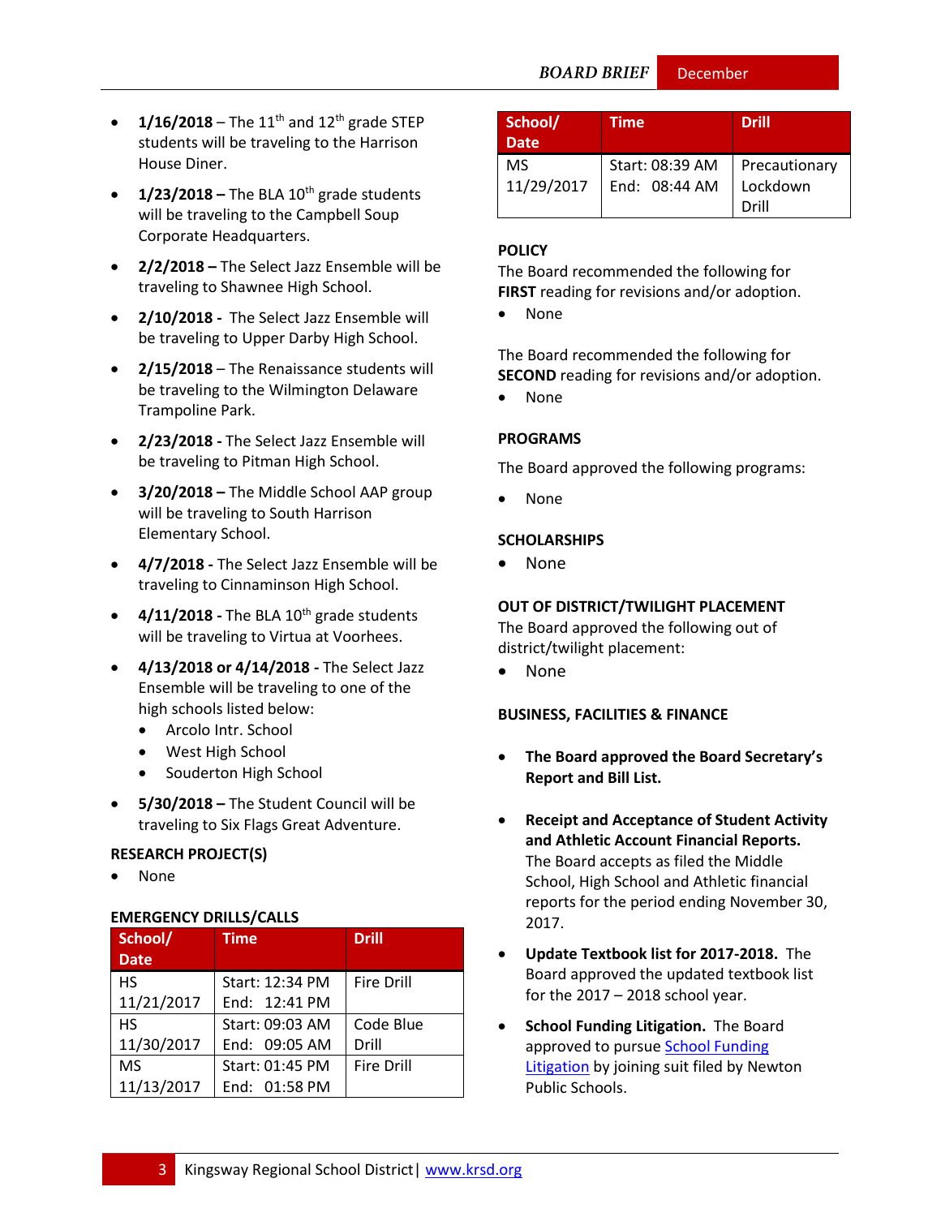- **1/16/2018** – The 11th and 12th grade STEP students will be traveling to the Harrison House Diner.
- **1/23/2018 –** The BLA 10th grade students will be traveling to the Campbell Soup Corporate Headquarters.
- **2/2/2018 –** The Select Jazz Ensemble will be traveling to Shawnee High School.
- **2/10/2018 -** The Select Jazz Ensemble will be traveling to Upper Darby High School.
- **2/15/2018** – The Renaissance students will be traveling to the Wilmington Delaware Trampoline Park.
- **2/23/2018 -** The Select Jazz Ensemble will be traveling to Pitman High School.
- **3/20/2018 –** The Middle School AAP group will be traveling to South Harrison Elementary School.
- **4/7/2018 -** The Select Jazz Ensemble will be traveling to Cinnaminson High School.
- **4/11/2018 -** The BLA 10th grade students will be traveling to Virtua at Voorhees.
- **4/13/2018 or 4/14/2018 -** The Select Jazz Ensemble will be traveling to one of the high schools listed below:
  - Arcolo Intr. School
  - West High School
  - Souderton High School
- **5/30/2018 –** The Student Council will be traveling to Six Flags Great Adventure.

**RESEARCH PROJECT(S)**

- None

**EMERGENCY DRILLS/CALLS**

| School/ Date | Time | Drill |
|---|---|---|
| HS 11/21/2017 | Start: 12:34 PM End: 12:41 PM | Fire Drill |
| HS 11/30/2017 | Start: 09:03 AM End: 09:05 AM | Code Blue Drill |
| MS 11/13/2017 | Start: 01:45 PM End: 01:58 PM | Fire Drill |
| MS 11/29/2017 | Start: 08:39 AM End: 08:44 AM | Precautionary Lockdown Drill |

**POLICY**

The Board recommended the following for **FIRST** reading for revisions and/or adoption.

- None

The Board recommended the following for **SECOND** reading for revisions and/or adoption.

- None

**PROGRAMS**

The Board approved the following programs:

- None

**SCHOLARSHIPS**

- None

**OUT OF DISTRICT/TWILIGHT PLACEMENT**

The Board approved the following out of district/twilight placement:

- None

**BUSINESS, FACILITIES & FINANCE**

- **The Board approved the Board Secretary's Report and Bill List.**
- **Receipt and Acceptance of Student Activity and Athletic Account Financial Reports.** The Board accepts as filed the Middle School, High School and Athletic financial reports for the period ending November 30, 2017.
- **Update Textbook list for 2017-2018.** The Board approved the updated textbook list for the 2017 – 2018 school year.
- **School Funding Litigation.** The Board approved to pursue School Funding Litigation by joining suit filed by Newton Public Schools.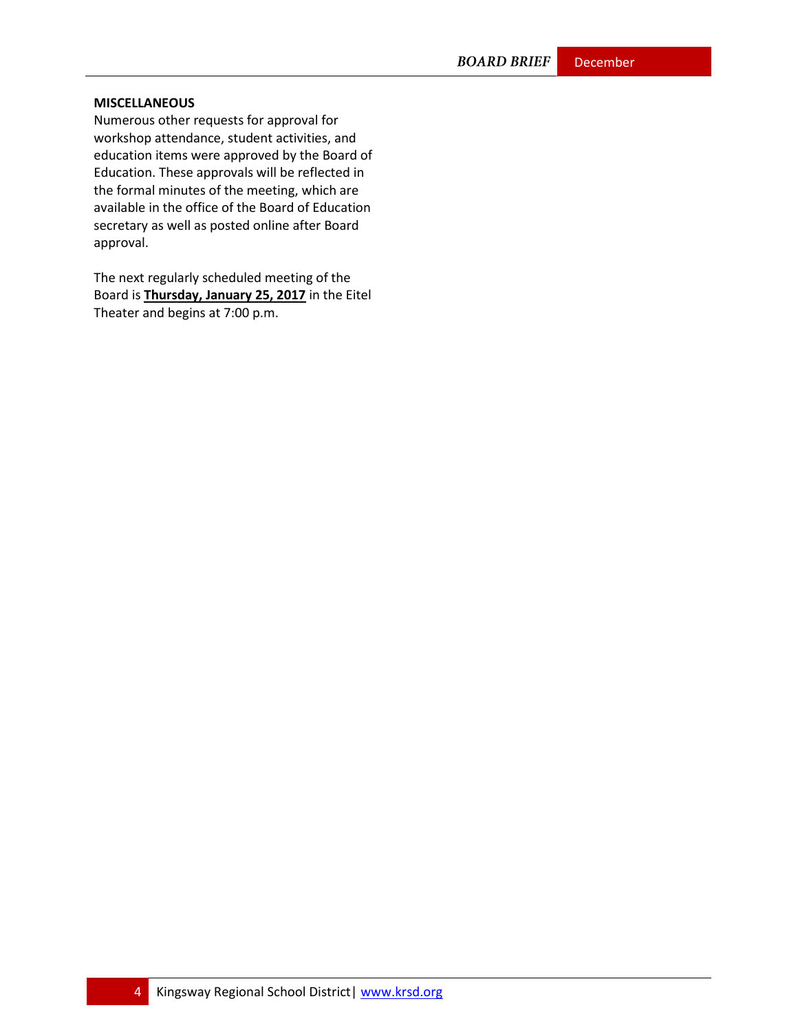**MISCELLANEOUS**

Numerous other requests for approval for workshop attendance, student activities, and education items were approved by the Board of Education. These approvals will be reflected in the formal minutes of the meeting, which are available in the office of the Board of Education secretary as well as posted online after Board approval.

The next regularly scheduled meeting of the Board is **Thursday, January 25, 2017** in the Eitel Theater and begins at 7:00 p.m.